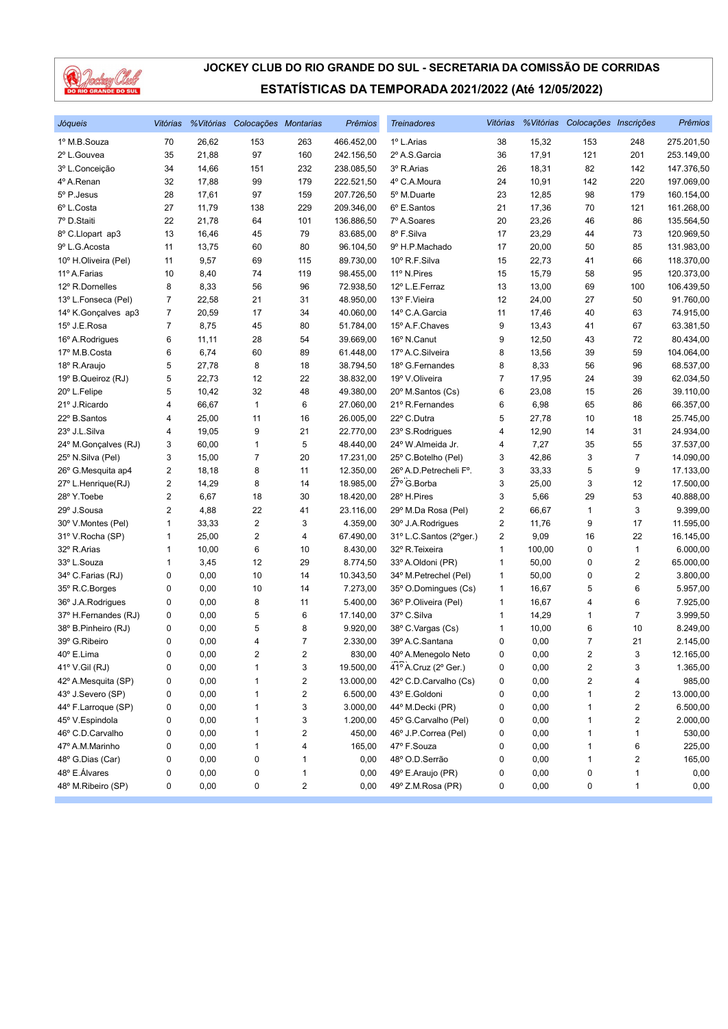# JOCKEY CLUB DO RIO GRANDE DO SUL - SECRETARIA DA COMISSÃO DE CORRIDAS

## ESTATÍSTICAS DA TEMPORADA 2021/2022 (Até 12/05/2022)

| *Jóqueis* | *Vitórias* | *%Vitórias* | *Colocações* | *Montarias* | *Prêmios* |
|---|---|---|---|---|---|
| 1º M.B.Souza | 70 | 26,62 | 153 | 263 | 466.452,00 |
| 2º L.Gouvea | 35 | 21,88 | 97 | 160 | 242.156,50 |
| 3º L.Conceição | 34 | 14,66 | 151 | 232 | 238.085,50 |
| 4º A.Renan | 32 | 17,88 | 99 | 179 | 222.521,50 |
| 5º P.Jesus | 28 | 17,61 | 97 | 159 | 207.726,50 |
| 6º L.Costa | 27 | 11,79 | 138 | 229 | 209.346,00 |
| 7º D.Staiti | 22 | 21,78 | 64 | 101 | 136.886,50 |
| 8º C.Llopart ap3 | 13 | 16,46 | 45 | 79 | 83.685,00 |
| 9º L.G.Acosta | 11 | 13,75 | 60 | 80 | 96.104,50 |
| 10º H.Oliveira (Pel) | 11 | 9,57 | 69 | 115 | 89.730,00 |
| 11º A.Farias | 10 | 8,40 | 74 | 119 | 98.455,00 |
| 12º R.Dornelles | 8 | 8,33 | 56 | 96 | 72.938,50 |
| 13º L.Fonseca (Pel) | 7 | 22,58 | 21 | 31 | 48.950,00 |
| 14º K.Gonçalves ap3 | 7 | 20,59 | 17 | 34 | 40.060,00 |
| 15º J.E.Rosa | 7 | 8,75 | 45 | 80 | 51.784,00 |
| 16º A.Rodrigues | 6 | 11,11 | 28 | 54 | 39.669,00 |
| 17º M.B.Costa | 6 | 6,74 | 60 | 89 | 61.448,00 |
| 18º R.Araujo | 5 | 27,78 | 8 | 18 | 38.794,50 |
| 19º B.Queiroz (RJ) | 5 | 22,73 | 12 | 22 | 38.832,00 |
| 20º L.Felipe | 5 | 10,42 | 32 | 48 | 49.380,00 |
| 21º J.Ricardo | 4 | 66,67 | 1 | 6 | 27.060,00 |
| 22º B.Santos | 4 | 25,00 | 11 | 16 | 26.005,00 |
| 23º J.L.Silva | 4 | 19,05 | 9 | 21 | 22.770,00 |
| 24º M.Gonçalves (RJ) | 3 | 60,00 | 1 | 5 | 48.440,00 |
| 25º N.Silva (Pel) | 3 | 15,00 | 7 | 20 | 17.231,00 |
| 26º G.Mesquita ap4 | 2 | 18,18 | 8 | 11 | 12.350,00 |
| 27º L.Henrique(RJ) | 2 | 14,29 | 8 | 14 | 18.985,00 |
| 28º Y.Toebe | 2 | 6,67 | 18 | 30 | 18.420,00 |
| 29º J.Sousa | 2 | 4,88 | 22 | 41 | 23.116,00 |
| 30º V.Montes (Pel) | 1 | 33,33 | 2 | 3 | 4.359,00 |
| 31º V.Rocha (SP) | 1 | 25,00 | 2 | 4 | 67.490,00 |
| 32º R.Arias | 1 | 10,00 | 6 | 10 | 8.430,00 |
| 33º L.Souza | 1 | 3,45 | 12 | 29 | 8.774,50 |
| 34º C.Farias (RJ) | 0 | 0,00 | 10 | 14 | 10.343,50 |
| 35º R.C.Borges | 0 | 0,00 | 10 | 14 | 7.273,00 |
| 36º J.A.Rodrigues | 0 | 0,00 | 8 | 11 | 5.400,00 |
| 37º H.Fernandes (RJ) | 0 | 0,00 | 5 | 6 | 17.140,00 |
| 38º B.Pinheiro (RJ) | 0 | 0,00 | 5 | 8 | 9.920,00 |
| 39º G.Ribeiro | 0 | 0,00 | 4 | 7 | 2.330,00 |
| 40º E.Lima | 0 | 0,00 | 2 | 2 | 830,00 |
| 41º V.Gil (RJ) | 0 | 0,00 | 1 | 3 | 19.500,00 |
| 42º A.Mesquita (SP) | 0 | 0,00 | 1 | 2 | 13.000,00 |
| 43º J.Severo (SP) | 0 | 0,00 | 1 | 2 | 6.500,00 |
| 44º F.Larroque (SP) | 0 | 0,00 | 1 | 3 | 3.000,00 |
| 45º V.Espindola | 0 | 0,00 | 1 | 3 | 1.200,00 |
| 46º C.D.Carvalho | 0 | 0,00 | 1 | 2 | 450,00 |
| 47º A.M.Marinho | 0 | 0,00 | 1 | 4 | 165,00 |
| 48º G.Dias (Car) | 0 | 0,00 | 0 | 1 | 0,00 |
| 48º E.Álvares | 0 | 0,00 | 0 | 1 | 0,00 |
| 48º M.Ribeiro (SP) | 0 | 0,00 | 0 | 2 | 0,00 |

| *Treinadores* | *Vitórias* | *%Vitórias* | *Colocações* | *Inscrições* | *Prêmios* |
|---|---|---|---|---|---|
| 1º L.Arias | 38 | 15,32 | 153 | 248 | 275.201,50 |
| 2º A.S.Garcia | 36 | 17,91 | 121 | 201 | 253.149,00 |
| 3º R.Arias | 26 | 18,31 | 82 | 142 | 147.376,50 |
| 4º C.A.Moura | 24 | 10,91 | 142 | 220 | 197.069,00 |
| 5º M.Duarte | 23 | 12,85 | 98 | 179 | 160.154,00 |
| 6º E.Santos | 21 | 17,36 | 70 | 121 | 161.268,00 |
| 7º A.Soares | 20 | 23,26 | 46 | 86 | 135.564,50 |
| 8º F.Silva | 17 | 23,29 | 44 | 73 | 120.969,50 |
| 9º H.P.Machado | 17 | 20,00 | 50 | 85 | 131.983,00 |
| 10º R.F.Silva | 15 | 22,73 | 41 | 66 | 118.370,00 |
| 11º N.Pires | 15 | 15,79 | 58 | 95 | 120.373,00 |
| 12º L.E.Ferraz | 13 | 13,00 | 69 | 100 | 106.439,50 |
| 13º F.Vieira | 12 | 24,00 | 27 | 50 | 91.760,00 |
| 14º C.A.Garcia | 11 | 17,46 | 40 | 63 | 74.915,00 |
| 15º A.F.Chaves | 9 | 13,43 | 41 | 67 | 63.381,50 |
| 16º N.Canut | 9 | 12,50 | 43 | 72 | 80.434,00 |
| 17º A.C.Silveira | 8 | 13,56 | 39 | 59 | 104.064,00 |
| 18º G.Fernandes | 8 | 8,33 | 56 | 96 | 68.537,00 |
| 19º V.Oliveira | 7 | 17,95 | 24 | 39 | 62.034,50 |
| 20º M.Santos (Cs) | 6 | 23,08 | 15 | 26 | 39.110,00 |
| 21º R.Fernandes | 6 | 6,98 | 65 | 86 | 66.357,00 |
| 22º C.Dutra | 5 | 27,78 | 10 | 18 | 25.745,00 |
| 23º S.Rodrigues | 4 | 12,90 | 14 | 31 | 24.934,00 |
| 24º W.Almeida Jr. | 4 | 7,27 | 35 | 55 | 37.537,00 |
| 25º C.Botelho (Pel) | 3 | 42,86 | 3 | 7 | 14.090,00 |
| 26º A.D.Petrecheli Fº. | 3 | 33,33 | 5 | 9 | 17.133,00 |
| 27º G.Borba | 3 | 25,00 | 3 | 12 | 17.500,00 |
| 28º H.Pires | 3 | 5,66 | 29 | 53 | 40.888,00 |
| 29º M.Da Rosa (Pel) | 2 | 66,67 | 1 | 3 | 9.399,00 |
| 30º J.A.Rodrigues | 2 | 11,76 | 9 | 17 | 11.595,00 |
| 31º L.C.Santos (2ºger.) | 2 | 9,09 | 16 | 22 | 16.145,00 |
| 32º R.Teixeira | 1 | 100,00 | 0 | 1 | 6.000,00 |
| 33º A.Oldoni (PR) | 1 | 50,00 | 0 | 2 | 65.000,00 |
| 34º M.Petrechel (Pel) | 1 | 50,00 | 0 | 2 | 3.800,00 |
| 35º O.Domingues (Cs) | 1 | 16,67 | 5 | 6 | 5.957,00 |
| 36º P.Oliveira (Pel) | 1 | 16,67 | 4 | 6 | 7.925,00 |
| 37º C.Silva | 1 | 14,29 | 1 | 7 | 3.999,50 |
| 38º C.Vargas (Cs) | 1 | 10,00 | 6 | 10 | 8.249,00 |
| 39º A.C.Santana | 0 | 0,00 | 7 | 21 | 2.145,00 |
| 40º A.Menegolo Neto | 0 | 0,00 | 2 | 3 | 12.165,00 |
| 41º A.Cruz (2º Ger.) | 0 | 0,00 | 2 | 3 | 1.365,00 |
| 42º C.D.Carvalho (Cs) | 0 | 0,00 | 2 | 4 | 985,00 |
| 43º E.Goldoni | 0 | 0,00 | 1 | 2 | 13.000,00 |
| 44º M.Decki (PR) | 0 | 0,00 | 1 | 2 | 6.500,00 |
| 45º G.Carvalho (Pel) | 0 | 0,00 | 1 | 2 | 2.000,00 |
| 46º J.P.Correa (Pel) | 0 | 0,00 | 1 | 1 | 530,00 |
| 47º F.Souza | 0 | 0,00 | 1 | 6 | 225,00 |
| 48º O.D.Serrão | 0 | 0,00 | 1 | 2 | 165,00 |
| 49º E.Araujo (PR) | 0 | 0,00 | 0 | 1 | 0,00 |
| 49º Z.M.Rosa (PR) | 0 | 0,00 | 0 | 1 | 0,00 |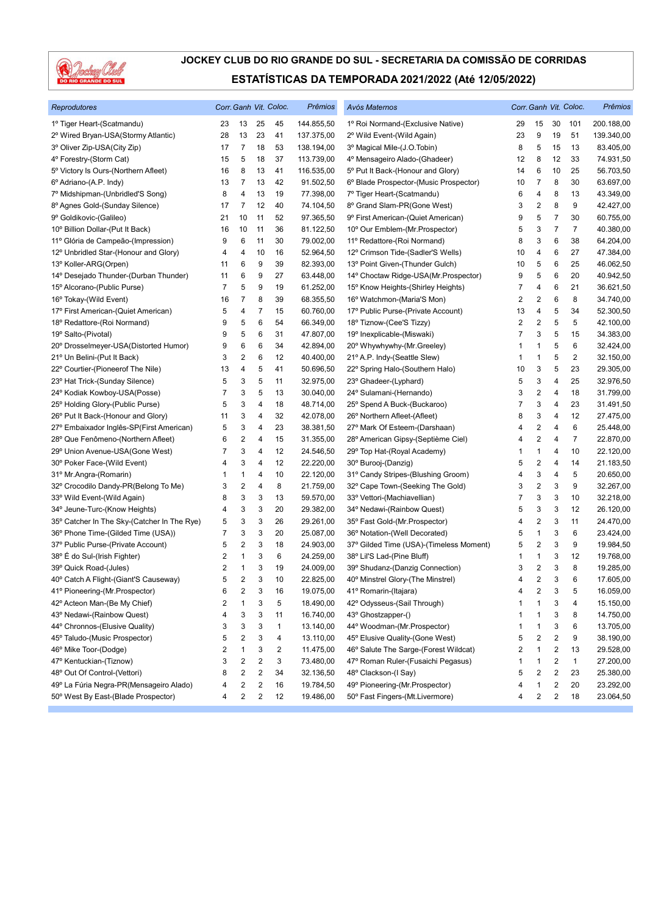# JOCKEY CLUB DO RIO GRANDE DO SUL - SECRETARIA DA COMISSÃO DE CORRIDAS

## ESTATÍSTICAS DA TEMPORADA 2021/2022 (Até 12/05/2022)

| *Reprodutores* | Corr. | Ganh | Vit. | Coloc. | Prêmios |
|---|---|---|---|---|---|
| 1º Tiger Heart-(Scatmandu) | 23 | 13 | 25 | 45 | 144.855,50 |
| 2º Wired Bryan-USA(Stormy Atlantic) | 28 | 13 | 23 | 41 | 137.375,00 |
| 3º Oliver Zip-USA(City Zip) | 17 | 7 | 18 | 53 | 138.194,00 |
| 4º Forestry-(Storm Cat) | 15 | 5 | 18 | 37 | 113.739,00 |
| 5º Victory Is Ours-(Northern Afleet) | 16 | 8 | 13 | 41 | 116.535,00 |
| 6º Adriano-(A.P. Indy) | 13 | 7 | 13 | 42 | 91.502,50 |
| 7º Midshipman-(Unbridled'S Song) | 8 | 4 | 13 | 19 | 77.398,00 |
| 8º Agnes Gold-(Sunday Silence) | 17 | 7 | 12 | 40 | 74.104,50 |
| 9º Goldikovic-(Galileo) | 21 | 10 | 11 | 52 | 97.365,50 |
| 10º Billion Dollar-(Put It Back) | 16 | 10 | 11 | 36 | 81.122,50 |
| 11º Glória de Campeão-(Impression) | 9 | 6 | 11 | 30 | 79.002,00 |
| 12º Unbridled Star-(Honour and Glory) | 4 | 4 | 10 | 16 | 52.964,50 |
| 13º Koller-ARG(Orpen) | 11 | 6 | 9 | 39 | 82.393,00 |
| 14º Desejado Thunder-(Durban Thunder) | 11 | 6 | 9 | 27 | 63.448,00 |
| 15º Alcorano-(Public Purse) | 7 | 5 | 9 | 19 | 61.252,00 |
| 16º Tokay-(Wild Event) | 16 | 7 | 8 | 39 | 68.355,50 |
| 17º First American-(Quiet American) | 5 | 4 | 7 | 15 | 60.760,00 |
| 18º Redattore-(Roi Normand) | 9 | 5 | 6 | 54 | 66.349,00 |
| 19º Salto-(Pivotal) | 9 | 5 | 6 | 31 | 47.807,00 |
| 20º Drosselmeyer-USA(Distorted Humor) | 9 | 6 | 6 | 34 | 42.894,00 |
| 21º Un Belini-(Put It Back) | 3 | 2 | 6 | 12 | 40.400,00 |
| 22º Courtier-(Pioneerof The Nile) | 13 | 4 | 5 | 41 | 50.696,50 |
| 23º Hat Trick-(Sunday Silence) | 5 | 3 | 5 | 11 | 32.975,00 |
| 24º Kodiak Kowboy-USA(Posse) | 7 | 3 | 5 | 13 | 30.040,00 |
| 25º Holding Glory-(Public Purse) | 5 | 3 | 4 | 18 | 48.714,00 |
| 26º Put It Back-(Honour and Glory) | 11 | 3 | 4 | 32 | 42.078,00 |
| 27º Embaixador Inglês-SP(First American) | 5 | 3 | 4 | 23 | 38.381,50 |
| 28º Que Fenômeno-(Northern Afleet) | 6 | 2 | 4 | 15 | 31.355,00 |
| 29º Union Avenue-USA(Gone West) | 7 | 3 | 4 | 12 | 24.546,50 |
| 30º Poker Face-(Wild Event) | 4 | 3 | 4 | 12 | 22.220,00 |
| 31º Mr.Angra-(Romarin) | 1 | 1 | 4 | 10 | 22.120,00 |
| 32º Crocodilo Dandy-PR(Belong To Me) | 3 | 2 | 4 | 8 | 21.759,00 |
| 33º Wild Event-(Wild Again) | 8 | 3 | 3 | 13 | 59.570,00 |
| 34º Jeune-Turc-(Know Heights) | 4 | 3 | 3 | 20 | 29.382,00 |
| 35º Catcher In The Sky-(Catcher In The Rye) | 5 | 3 | 3 | 26 | 29.261,00 |
| 36º Phone Time-(Gilded Time (USA)) | 7 | 3 | 3 | 20 | 25.087,00 |
| 37º Public Purse-(Private Account) | 5 | 2 | 3 | 18 | 24.903,00 |
| 38º É do Sul-(Irish Fighter) | 2 | 1 | 3 | 6 | 24.259,00 |
| 39º Quick Road-(Jules) | 2 | 1 | 3 | 19 | 24.009,00 |
| 40º Catch A Flight-(Giant'S Causeway) | 5 | 2 | 3 | 10 | 22.825,00 |
| 41º Pioneering-(Mr.Prospector) | 6 | 2 | 3 | 16 | 19.075,00 |
| 42º Acteon Man-(Be My Chief) | 2 | 1 | 3 | 5 | 18.490,00 |
| 43º Nedawi-(Rainbow Quest) | 4 | 3 | 3 | 11 | 16.740,00 |
| 44º Chronnos-(Elusive Quality) | 3 | 3 | 3 | 1 | 13.140,00 |
| 45º Taludo-(Music Prospector) | 5 | 2 | 3 | 4 | 13.110,00 |
| 46º Mike Toor-(Dodge) | 2 | 1 | 3 | 2 | 11.475,00 |
| 47º Kentuckian-(Tiznow) | 3 | 2 | 2 | 3 | 73.480,00 |
| 48º Out Of Control-(Vettori) | 8 | 2 | 2 | 34 | 32.136,50 |
| 49º La Fúria Negra-PR(Mensageiro Alado) | 4 | 2 | 2 | 16 | 19.784,50 |
| 50º West By East-(Blade Prospector) | 4 | 2 | 2 | 12 | 19.486,00 |

| *Avós Maternos* | Corr. | Ganh | Vit. | Coloc. | Prêmios |
|---|---|---|---|---|---|
| 1º Roi Normand-(Exclusive Native) | 29 | 15 | 30 | 101 | 200.188,00 |
| 2º Wild Event-(Wild Again) | 23 | 9 | 19 | 51 | 139.340,00 |
| 3º Magical Mile-(J.O.Tobin) | 8 | 5 | 15 | 13 | 83.405,00 |
| 4º Mensageiro Alado-(Ghadeer) | 12 | 8 | 12 | 33 | 74.931,50 |
| 5º Put It Back-(Honour and Glory) | 14 | 6 | 10 | 25 | 56.703,50 |
| 6º Blade Prospector-(Music Prospector) | 10 | 7 | 8 | 30 | 63.697,00 |
| 7º Tiger Heart-(Scatmandu) | 6 | 4 | 8 | 13 | 43.349,00 |
| 8º Grand Slam-PR(Gone West) | 3 | 2 | 8 | 9 | 42.427,00 |
| 9º First American-(Quiet American) | 9 | 5 | 7 | 30 | 60.755,00 |
| 10º Our Emblem-(Mr.Prospector) | 5 | 3 | 7 | 7 | 40.380,00 |
| 11º Redattore-(Roi Normand) | 8 | 3 | 6 | 38 | 64.204,00 |
| 12º Crimson Tide-(Sadler'S Wells) | 10 | 4 | 6 | 27 | 47.384,00 |
| 13º Point Given-(Thunder Gulch) | 10 | 5 | 6 | 25 | 46.062,50 |
| 14º Choctaw Ridge-USA(Mr.Prospector) | 9 | 5 | 6 | 20 | 40.942,50 |
| 15º Know Heights-(Shirley Heights) | 7 | 4 | 6 | 21 | 36.621,50 |
| 16º Watchmon-(Maria'S Mon) | 2 | 2 | 6 | 8 | 34.740,00 |
| 17º Public Purse-(Private Account) | 13 | 4 | 5 | 34 | 52.300,50 |
| 18º Tiznow-(Cee'S Tizzy) | 2 | 2 | 5 | 5 | 42.100,00 |
| 19º Inexplicable-(Miswaki) | 7 | 3 | 5 | 15 | 34.383,00 |
| 20º Whywhywhy-(Mr.Greeley) | 1 | 1 | 5 | 6 | 32.424,00 |
| 21º A.P. Indy-(Seattle Slew) | 1 | 1 | 5 | 2 | 32.150,00 |
| 22º Spring Halo-(Southern Halo) | 10 | 3 | 5 | 23 | 29.305,00 |
| 23º Ghadeer-(Lyphard) | 5 | 3 | 4 | 25 | 32.976,50 |
| 24º Sulamani-(Hernando) | 3 | 2 | 4 | 18 | 31.799,00 |
| 25º Spend A Buck-(Buckaroo) | 7 | 3 | 4 | 23 | 31.491,50 |
| 26º Northern Afleet-(Afleet) | 8 | 3 | 4 | 12 | 27.475,00 |
| 27º Mark Of Esteem-(Darshaan) | 4 | 2 | 4 | 6 | 25.448,00 |
| 28º American Gipsy-(Septième Ciel) | 4 | 2 | 4 | 7 | 22.870,00 |
| 29º Top Hat-(Royal Academy) | 1 | 1 | 4 | 10 | 22.120,00 |
| 30º Burooj-(Danzig) | 5 | 2 | 4 | 14 | 21.183,50 |
| 31º Candy Stripes-(Blushing Groom) | 4 | 3 | 4 | 5 | 20.650,00 |
| 32º Cape Town-(Seeking The Gold) | 3 | 2 | 3 | 9 | 32.267,00 |
| 33º Vettori-(Machiavellian) | 7 | 3 | 3 | 10 | 32.218,00 |
| 34º Nedawi-(Rainbow Quest) | 5 | 3 | 3 | 12 | 26.120,00 |
| 35º Fast Gold-(Mr.Prospector) | 4 | 2 | 3 | 11 | 24.470,00 |
| 36º Notation-(Well Decorated) | 5 | 1 | 3 | 6 | 23.424,00 |
| 37º Gilded Time (USA)-(Timeless Moment) | 5 | 2 | 3 | 9 | 19.984,50 |
| 38º Lil'S Lad-(Pine Bluff) | 1 | 1 | 3 | 12 | 19.768,00 |
| 39º Shudanz-(Danzig Connection) | 3 | 2 | 3 | 8 | 19.285,00 |
| 40º Minstrel Glory-(The Minstrel) | 4 | 2 | 3 | 6 | 17.605,00 |
| 41º Romarin-(Itajara) | 4 | 2 | 3 | 5 | 16.059,00 |
| 42º Odysseus-(Sail Through) | 1 | 1 | 3 | 4 | 15.150,00 |
| 43º Ghostzapper-() | 1 | 1 | 3 | 8 | 14.750,00 |
| 44º Woodman-(Mr.Prospector) | 1 | 1 | 3 | 6 | 13.705,00 |
| 45º Elusive Quality-(Gone West) | 5 | 2 | 2 | 9 | 38.190,00 |
| 46º Salute The Sarge-(Forest Wildcat) | 2 | 1 | 2 | 13 | 29.528,00 |
| 47º Roman Ruler-(Fusaichi Pegasus) | 1 | 1 | 2 | 1 | 27.200,00 |
| 48º Clackson-(I Say) | 5 | 2 | 2 | 23 | 25.380,00 |
| 49º Pioneering-(Mr.Prospector) | 4 | 1 | 2 | 20 | 23.292,00 |
| 50º Fast Fingers-(Mt.Livermore) | 4 | 2 | 2 | 18 | 23.064,50 |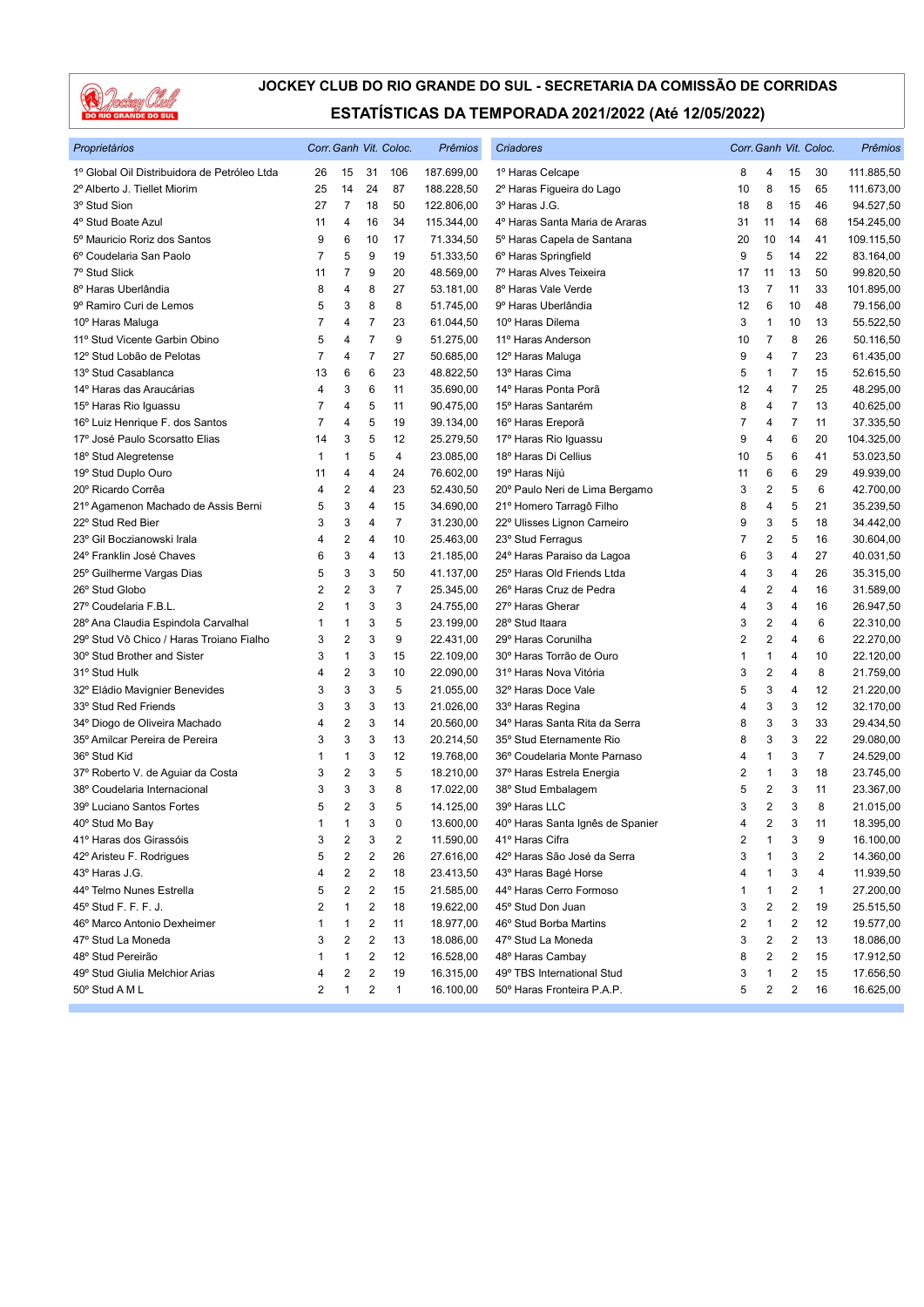# JOCKEY CLUB DO RIO GRANDE DO SUL - SECRETARIA DA COMISSÃO DE CORRIDAS

## ESTATÍSTICAS DA TEMPORADA 2021/2022 (Até 12/05/2022)

| *Proprietários* | *Corr.* | *Ganh* | *Vit.* | *Coloc.* | *Prêmios* |
|---|---|---|---|---|---|
| 1º Global Oil Distribuidora de Petróleo Ltda | 26 | 15 | 31 | 106 | 187.699,00 |
| 2º Alberto J. Tiellet Miorim | 25 | 14 | 24 | 87 | 188.228,50 |
| 3º Stud Sion | 27 | 7 | 18 | 50 | 122.806,00 |
| 4º Stud Boate Azul | 11 | 4 | 16 | 34 | 115.344,00 |
| 5º Mauricio Roriz dos Santos | 9 | 6 | 10 | 17 | 71.334,50 |
| 6º Coudelaria San Paolo | 7 | 5 | 9 | 19 | 51.333,50 |
| 7º Stud Slick | 11 | 7 | 9 | 20 | 48.569,00 |
| 8º Haras Uberlândia | 8 | 4 | 8 | 27 | 53.181,00 |
| 9º Ramiro Curi de Lemos | 5 | 3 | 8 | 8 | 51.745,00 |
| 10º Haras Maluga | 7 | 4 | 7 | 23 | 61.044,50 |
| 11º Stud Vicente Garbin Obino | 5 | 4 | 7 | 9 | 51.275,00 |
| 12º Stud Lobão de Pelotas | 7 | 4 | 7 | 27 | 50.685,00 |
| 13º Stud Casablanca | 13 | 6 | 6 | 23 | 48.822,50 |
| 14º Haras das Araucárias | 4 | 3 | 6 | 11 | 35.690,00 |
| 15º Haras Rio Iguassu | 7 | 4 | 5 | 11 | 90.475,00 |
| 16º Luiz Henrique F. dos Santos | 7 | 4 | 5 | 19 | 39.134,00 |
| 17º José Paulo Scorsatto Elias | 14 | 3 | 5 | 12 | 25.279,50 |
| 18º Stud Alegretense | 1 | 1 | 5 | 4 | 23.085,00 |
| 19º Stud Duplo Ouro | 11 | 4 | 4 | 24 | 76.602,00 |
| 20º Ricardo Corrêa | 4 | 2 | 4 | 23 | 52.430,50 |
| 21º Agamenon Machado de Assis Berni | 5 | 3 | 4 | 15 | 34.690,00 |
| 22º Stud Red Bier | 3 | 3 | 4 | 7 | 31.230,00 |
| 23º Gil Boczianowski Irala | 4 | 2 | 4 | 10 | 25.463,00 |
| 24º Franklin José Chaves | 6 | 3 | 4 | 13 | 21.185,00 |
| 25º Guilherme Vargas Dias | 5 | 3 | 3 | 50 | 41.137,00 |
| 26º Stud Globo | 2 | 2 | 3 | 7 | 25.345,00 |
| 27º Coudelaria F.B.L. | 2 | 1 | 3 | 3 | 24.755,00 |
| 28º Ana Claudia Espindola Carvalhal | 1 | 1 | 3 | 5 | 23.199,00 |
| 29º Stud Vô Chico / Haras Troiano Fialho | 3 | 2 | 3 | 9 | 22.431,00 |
| 30º Stud Brother and Sister | 3 | 1 | 3 | 15 | 22.109,00 |
| 31º Stud Hulk | 4 | 2 | 3 | 10 | 22.090,00 |
| 32º Eládio Mavignier Benevides | 3 | 3 | 3 | 5 | 21.055,00 |
| 33º Stud Red Friends | 3 | 3 | 3 | 13 | 21.026,00 |
| 34º Diogo de Oliveira Machado | 4 | 2 | 3 | 14 | 20.560,00 |
| 35º Amilcar Pereira de Pereira | 3 | 3 | 3 | 13 | 20.214,50 |
| 36º Stud Kid | 1 | 1 | 3 | 12 | 19.768,00 |
| 37º Roberto V. de Aguiar da Costa | 3 | 2 | 3 | 5 | 18.210,00 |
| 38º Coudelaria Internacional | 3 | 3 | 3 | 8 | 17.022,00 |
| 39º Luciano Santos Fortes | 5 | 2 | 3 | 5 | 14.125,00 |
| 40º Stud Mo Bay | 1 | 1 | 3 | 0 | 13.600,00 |
| 41º Haras dos Girassóis | 3 | 2 | 3 | 2 | 11.590,00 |
| 42º Aristeu F. Rodrigues | 5 | 2 | 2 | 26 | 27.616,00 |
| 43º Haras J.G. | 4 | 2 | 2 | 18 | 23.413,50 |
| 44º Telmo Nunes Estrella | 5 | 2 | 2 | 15 | 21.585,00 |
| 45º Stud F. F. F. J. | 2 | 1 | 2 | 18 | 19.622,00 |
| 46º Marco Antonio Dexheimer | 1 | 1 | 2 | 11 | 18.977,00 |
| 47º Stud La Moneda | 3 | 2 | 2 | 13 | 18.086,00 |
| 48º Stud Pereirão | 1 | 1 | 2 | 12 | 16.528,00 |
| 49º Stud Giulia Melchior Arias | 4 | 2 | 2 | 19 | 16.315,00 |
| 50º Stud A M L | 2 | 1 | 2 | 1 | 16.100,00 |

| *Criadores* | *Corr.* | *Ganh* | *Vit.* | *Coloc.* | *Prêmios* |
|---|---|---|---|---|---|
| 1º Haras Celcape | 8 | 4 | 15 | 30 | 111.885,50 |
| 2º Haras Figueira do Lago | 10 | 8 | 15 | 65 | 111.673,00 |
| 3º Haras J.G. | 18 | 8 | 15 | 46 | 94.527,50 |
| 4º Haras Santa Maria de Araras | 31 | 11 | 14 | 68 | 154.245,00 |
| 5º Haras Capela de Santana | 20 | 10 | 14 | 41 | 109.115,50 |
| 6º Haras Springfield | 9 | 5 | 14 | 22 | 83.164,00 |
| 7º Haras Alves Teixeira | 17 | 11 | 13 | 50 | 99.820,50 |
| 8º Haras Vale Verde | 13 | 7 | 11 | 33 | 101.895,00 |
| 9º Haras Uberlândia | 12 | 6 | 10 | 48 | 79.156,00 |
| 10º Haras Dilema | 3 | 1 | 10 | 13 | 55.522,50 |
| 11º Haras Anderson | 10 | 7 | 8 | 26 | 50.116,50 |
| 12º Haras Maluga | 9 | 4 | 7 | 23 | 61.435,00 |
| 13º Haras Cima | 5 | 1 | 7 | 15 | 52.615,50 |
| 14º Haras Ponta Porã | 12 | 4 | 7 | 25 | 48.295,00 |
| 15º Haras Santarém | 8 | 4 | 7 | 13 | 40.625,00 |
| 16º Haras Ereporã | 7 | 4 | 7 | 11 | 37.335,50 |
| 17º Haras Rio Iguassu | 9 | 4 | 6 | 20 | 104.325,00 |
| 18º Haras Di Cellius | 10 | 5 | 6 | 41 | 53.023,50 |
| 19º Haras Nijú | 11 | 6 | 6 | 29 | 49.939,00 |
| 20º Paulo Neri de Lima Bergamo | 3 | 2 | 5 | 6 | 42.700,00 |
| 21º Homero Tarragô Filho | 8 | 4 | 5 | 21 | 35.239,50 |
| 22º Ulisses Lignon Carneiro | 9 | 3 | 5 | 18 | 34.442,00 |
| 23º Stud Ferragus | 7 | 2 | 5 | 16 | 30.604,00 |
| 24º Haras Paraiso da Lagoa | 6 | 3 | 4 | 27 | 40.031,50 |
| 25º Haras Old Friends Ltda | 4 | 3 | 4 | 26 | 35.315,00 |
| 26º Haras Cruz de Pedra | 4 | 2 | 4 | 16 | 31.589,00 |
| 27º Haras Gherar | 4 | 3 | 4 | 16 | 26.947,50 |
| 28º Stud Itaara | 3 | 2 | 4 | 6 | 22.310,00 |
| 29º Haras Corunilha | 2 | 2 | 4 | 6 | 22.270,00 |
| 30º Haras Torrão de Ouro | 1 | 1 | 4 | 10 | 22.120,00 |
| 31º Haras Nova Vitória | 3 | 2 | 4 | 8 | 21.759,00 |
| 32º Haras Doce Vale | 5 | 3 | 4 | 12 | 21.220,00 |
| 33º Haras Regina | 4 | 3 | 3 | 12 | 32.170,00 |
| 34º Haras Santa Rita da Serra | 8 | 3 | 3 | 33 | 29.434,50 |
| 35º Stud Eternamente Rio | 8 | 3 | 3 | 22 | 29.080,00 |
| 36º Coudelaria Monte Parnaso | 4 | 1 | 3 | 7 | 24.529,00 |
| 37º Haras Estrela Energia | 2 | 1 | 3 | 18 | 23.745,00 |
| 38º Stud Embalagem | 5 | 2 | 3 | 11 | 23.367,00 |
| 39º Haras LLC | 3 | 2 | 3 | 8 | 21.015,00 |
| 40º Haras Santa Ignês de Spanier | 4 | 2 | 3 | 11 | 18.395,00 |
| 41º Haras Cifra | 2 | 1 | 3 | 9 | 16.100,00 |
| 42º Haras São José da Serra | 3 | 1 | 3 | 2 | 14.360,00 |
| 43º Haras Bagé Horse | 4 | 1 | 3 | 4 | 11.939,50 |
| 44º Haras Cerro Formoso | 1 | 1 | 2 | 1 | 27.200,00 |
| 45º Stud Don Juan | 3 | 2 | 2 | 19 | 25.515,50 |
| 46º Stud Borba Martins | 2 | 1 | 2 | 12 | 19.577,00 |
| 47º Stud La Moneda | 3 | 2 | 2 | 13 | 18.086,00 |
| 48º Haras Cambay | 8 | 2 | 2 | 15 | 17.912,50 |
| 49º TBS International Stud | 3 | 1 | 2 | 15 | 17.656,50 |
| 50º Haras Fronteira P.A.P. | 5 | 2 | 2 | 16 | 16.625,00 |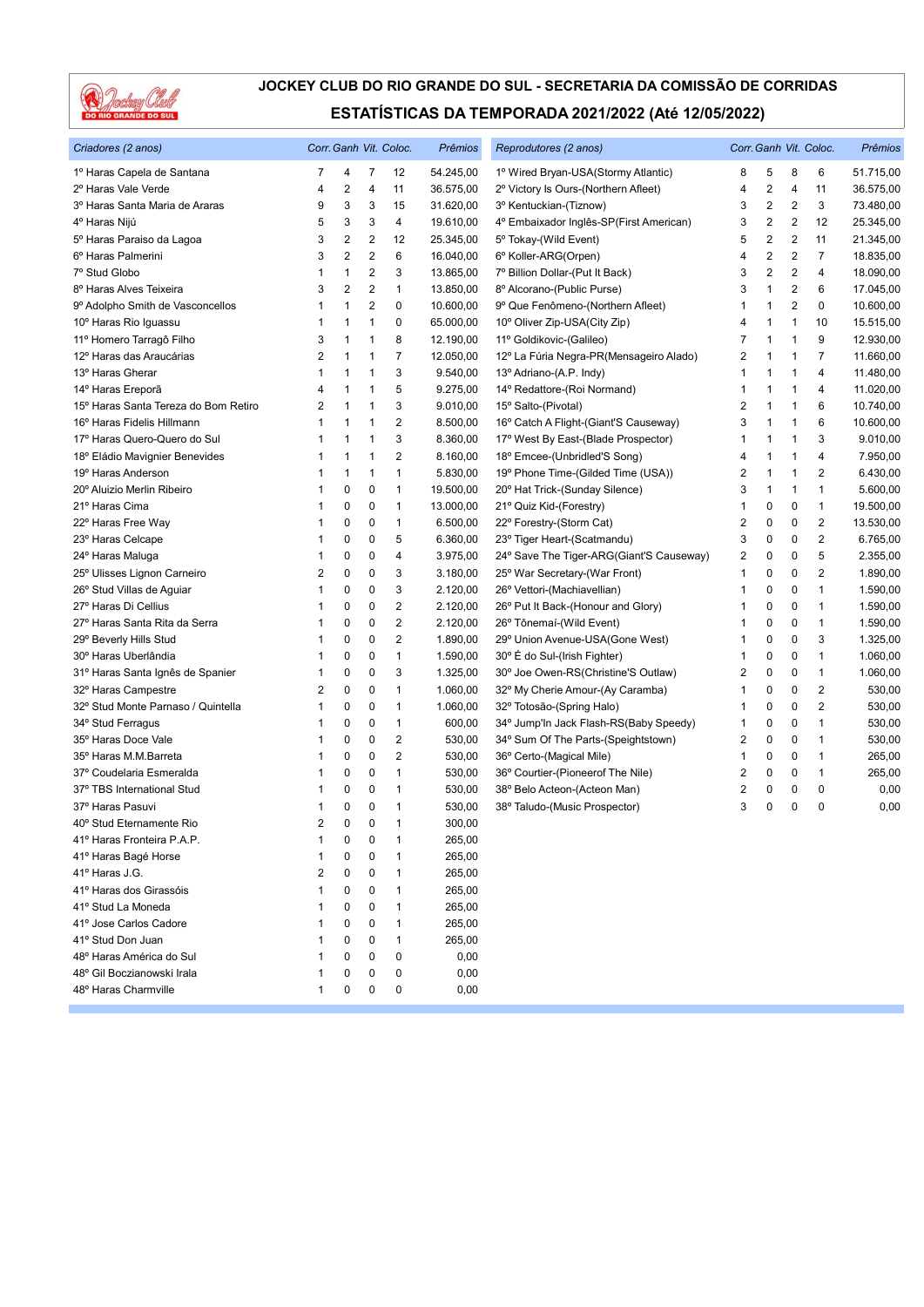# JOCKEY CLUB DO RIO GRANDE DO SUL - SECRETARIA DA COMISSÃO DE CORRIDAS

## ESTATÍSTICAS DA TEMPORADA 2021/2022 (Até 12/05/2022)

| *Criadores (2 anos)* | *Corr.* | *Ganh* | *Vit.* | *Coloc.* | *Prêmios* |
|---|---|---|---|---|---|
| 1º Haras Capela de Santana | 7 | 4 | 7 | 12 | 54.245,00 |
| 2º Haras Vale Verde | 4 | 2 | 4 | 11 | 36.575,00 |
| 3º Haras Santa Maria de Araras | 9 | 3 | 3 | 15 | 31.620,00 |
| 4º Haras Nijú | 5 | 3 | 3 | 4 | 19.610,00 |
| 5º Haras Paraiso da Lagoa | 3 | 2 | 2 | 12 | 25.345,00 |
| 6º Haras Palmerini | 3 | 2 | 2 | 6 | 16.040,00 |
| 7º Stud Globo | 1 | 1 | 2 | 3 | 13.865,00 |
| 8º Haras Alves Teixeira | 3 | 2 | 2 | 1 | 13.850,00 |
| 9º Adolpho Smith de Vasconcellos | 1 | 1 | 2 | 0 | 10.600,00 |
| 10º Haras Rio Iguassu | 1 | 1 | 1 | 0 | 65.000,00 |
| 11º Homero Tarragô Filho | 3 | 1 | 1 | 8 | 12.190,00 |
| 12º Haras das Araucárias | 2 | 1 | 1 | 7 | 12.050,00 |
| 13º Haras Gherar | 1 | 1 | 1 | 3 | 9.540,00 |
| 14º Haras Ereporã | 4 | 1 | 1 | 5 | 9.275,00 |
| 15º Haras Santa Tereza do Bom Retiro | 2 | 1 | 1 | 3 | 9.010,00 |
| 16º Haras Fidelis Hillmann | 1 | 1 | 1 | 2 | 8.500,00 |
| 17º Haras Quero-Quero do Sul | 1 | 1 | 1 | 3 | 8.360,00 |
| 18º Eládio Mavignier Benevides | 1 | 1 | 1 | 2 | 8.160,00 |
| 19º Haras Anderson | 1 | 1 | 1 | 1 | 5.830,00 |
| 20º Aluizio Merlin Ribeiro | 1 | 0 | 0 | 1 | 19.500,00 |
| 21º Haras Cima | 1 | 0 | 0 | 1 | 13.000,00 |
| 22º Haras Free Way | 1 | 0 | 0 | 1 | 6.500,00 |
| 23º Haras Celcape | 1 | 0 | 0 | 5 | 6.360,00 |
| 24º Haras Maluga | 1 | 0 | 0 | 4 | 3.975,00 |
| 25º Ulisses Lignon Carneiro | 2 | 0 | 0 | 3 | 3.180,00 |
| 26º Stud Villas de Aguiar | 1 | 0 | 0 | 3 | 2.120,00 |
| 27º Haras Di Cellius | 1 | 0 | 0 | 2 | 2.120,00 |
| 27º Haras Santa Rita da Serra | 1 | 0 | 0 | 2 | 2.120,00 |
| 29º Beverly Hills Stud | 1 | 0 | 0 | 2 | 1.890,00 |
| 30º Haras Uberlândia | 1 | 0 | 0 | 1 | 1.590,00 |
| 31º Haras Santa Ignês de Spanier | 1 | 0 | 0 | 3 | 1.325,00 |
| 32º Haras Campestre | 2 | 0 | 0 | 1 | 1.060,00 |
| 32º Stud Monte Parnaso / Quintella | 1 | 0 | 0 | 1 | 1.060,00 |
| 34º Stud Ferragus | 1 | 0 | 0 | 1 | 600,00 |
| 35º Haras Doce Vale | 1 | 0 | 0 | 2 | 530,00 |
| 35º Haras M.M.Barreta | 1 | 0 | 0 | 2 | 530,00 |
| 37º Coudelaria Esmeralda | 1 | 0 | 0 | 1 | 530,00 |
| 37º TBS International Stud | 1 | 0 | 0 | 1 | 530,00 |
| 37º Haras Pasuvi | 1 | 0 | 0 | 1 | 530,00 |
| 40º Stud Eternamente Rio | 2 | 0 | 0 | 1 | 300,00 |
| 41º Haras Fronteira P.A.P. | 1 | 0 | 0 | 1 | 265,00 |
| 41º Haras Bagé Horse | 1 | 0 | 0 | 1 | 265,00 |
| 41º Haras J.G. | 2 | 0 | 0 | 1 | 265,00 |
| 41º Haras dos Girassóis | 1 | 0 | 0 | 1 | 265,00 |
| 41º Stud La Moneda | 1 | 0 | 0 | 1 | 265,00 |
| 41º Jose Carlos Cadore | 1 | 0 | 0 | 1 | 265,00 |
| 41º Stud Don Juan | 1 | 0 | 0 | 1 | 265,00 |
| 48º Haras América do Sul | 1 | 0 | 0 | 0 | 0,00 |
| 48º Gil Boczianowski Irala | 1 | 0 | 0 | 0 | 0,00 |
| 48º Haras Charmville | 1 | 0 | 0 | 0 | 0,00 |

| *Reprodutores (2 anos)* | *Corr.* | *Ganh* | *Vit.* | *Coloc.* | *Prêmios* |
|---|---|---|---|---|---|
| 1º Wired Bryan-USA(Stormy Atlantic) | 8 | 5 | 8 | 6 | 51.715,00 |
| 2º Victory Is Ours-(Northern Afleet) | 4 | 2 | 4 | 11 | 36.575,00 |
| 3º Kentuckian-(Tiznow) | 3 | 2 | 2 | 3 | 73.480,00 |
| 4º Embaixador Inglês-SP(First American) | 3 | 2 | 2 | 12 | 25.345,00 |
| 5º Tokay-(Wild Event) | 5 | 2 | 2 | 11 | 21.345,00 |
| 6º Koller-ARG(Orpen) | 4 | 2 | 2 | 7 | 18.835,00 |
| 7º Billion Dollar-(Put It Back) | 3 | 2 | 2 | 4 | 18.090,00 |
| 8º Alcorano-(Public Purse) | 3 | 1 | 2 | 6 | 17.045,00 |
| 9º Que Fenômeno-(Northern Afleet) | 1 | 1 | 2 | 0 | 10.600,00 |
| 10º Oliver Zip-USA(City Zip) | 4 | 1 | 1 | 10 | 15.515,00 |
| 11º Goldikovic-(Galileo) | 7 | 1 | 1 | 9 | 12.930,00 |
| 12º La Fúria Negra-PR(Mensageiro Alado) | 2 | 1 | 1 | 7 | 11.660,00 |
| 13º Adriano-(A.P. Indy) | 1 | 1 | 1 | 4 | 11.480,00 |
| 14º Redattore-(Roi Normand) | 1 | 1 | 1 | 4 | 11.020,00 |
| 15º Salto-(Pivotal) | 2 | 1 | 1 | 6 | 10.740,00 |
| 16º Catch A Flight-(Giant'S Causeway) | 3 | 1 | 1 | 6 | 10.600,00 |
| 17º West By East-(Blade Prospector) | 1 | 1 | 1 | 3 | 9.010,00 |
| 18º Emcee-(Unbridled'S Song) | 4 | 1 | 1 | 4 | 7.950,00 |
| 19º Phone Time-(Gilded Time (USA)) | 2 | 1 | 1 | 2 | 6.430,00 |
| 20º Hat Trick-(Sunday Silence) | 3 | 1 | 1 | 1 | 5.600,00 |
| 21º Quiz Kid-(Forestry) | 1 | 0 | 0 | 1 | 19.500,00 |
| 22º Forestry-(Storm Cat) | 2 | 0 | 0 | 2 | 13.530,00 |
| 23º Tiger Heart-(Scatmandu) | 3 | 0 | 0 | 2 | 6.765,00 |
| 24º Save The Tiger-ARG(Giant'S Causeway) | 2 | 0 | 0 | 5 | 2.355,00 |
| 25º War Secretary-(War Front) | 1 | 0 | 0 | 2 | 1.890,00 |
| 26º Vettori-(Machiavellian) | 1 | 0 | 0 | 1 | 1.590,00 |
| 26º Put It Back-(Honour and Glory) | 1 | 0 | 0 | 1 | 1.590,00 |
| 26º Tônemaí-(Wild Event) | 1 | 0 | 0 | 1 | 1.590,00 |
| 29º Union Avenue-USA(Gone West) | 1 | 0 | 0 | 3 | 1.325,00 |
| 30º É do Sul-(Irish Fighter) | 1 | 0 | 0 | 1 | 1.060,00 |
| 30º Joe Owen-RS(Christine'S Outlaw) | 2 | 0 | 0 | 1 | 1.060,00 |
| 32º My Cherie Amour-(Ay Caramba) | 1 | 0 | 0 | 2 | 530,00 |
| 32º Totosão-(Spring Halo) | 1 | 0 | 0 | 2 | 530,00 |
| 34º Jump'In Jack Flash-RS(Baby Speedy) | 1 | 0 | 0 | 1 | 530,00 |
| 34º Sum Of The Parts-(Speightstown) | 2 | 0 | 0 | 1 | 530,00 |
| 36º Certo-(Magical Mile) | 1 | 0 | 0 | 1 | 265,00 |
| 36º Courtier-(Pioneerof The Nile) | 2 | 0 | 0 | 1 | 265,00 |
| 38º Belo Acteon-(Acteon Man) | 2 | 0 | 0 | 0 | 0,00 |
| 38º Taludo-(Music Prospector) | 3 | 0 | 0 | 0 | 0,00 |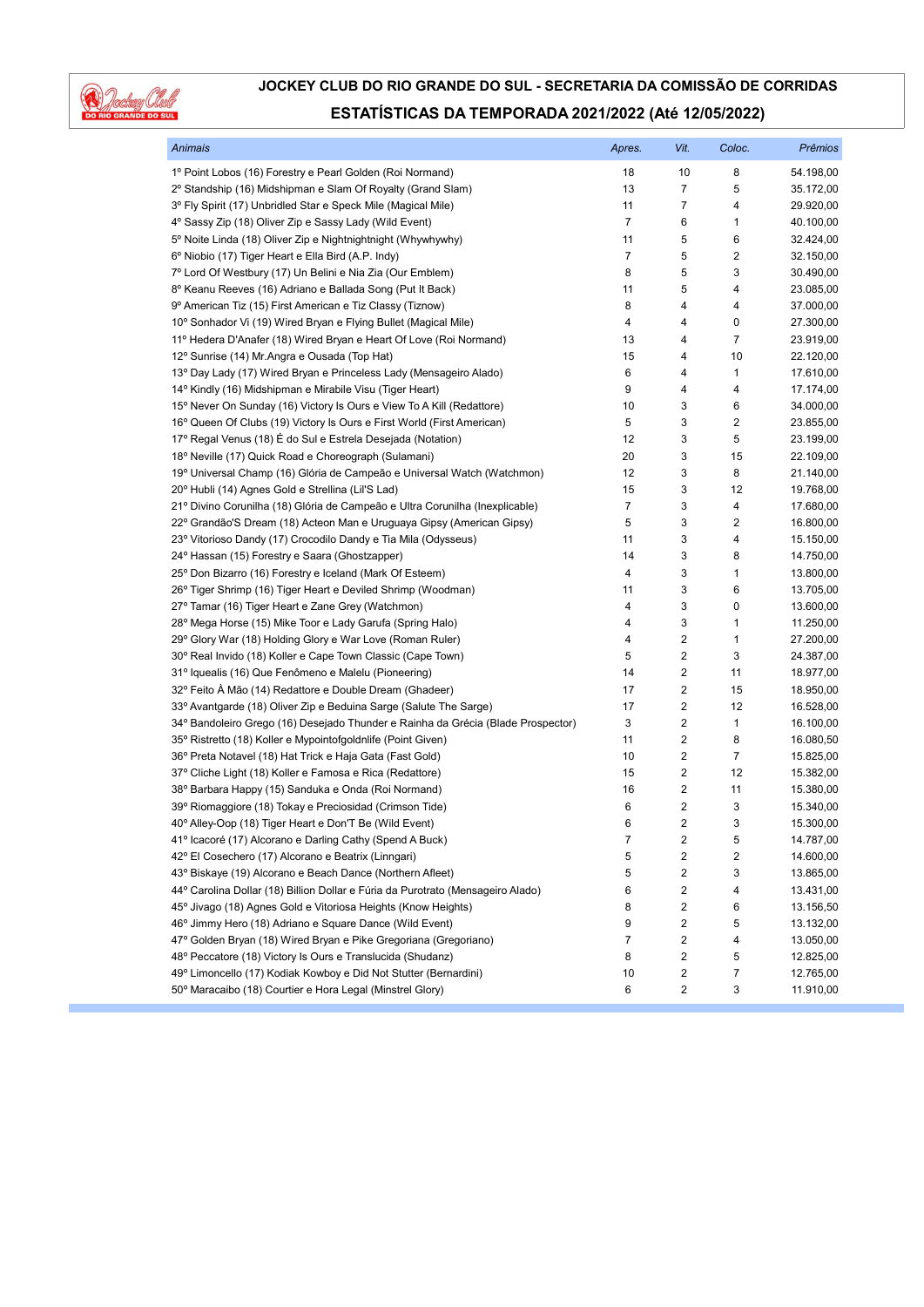## JOCKEY CLUB DO RIO GRANDE DO SUL - SECRETARIA DA COMISSÃO DE CORRIDAS

## ESTATÍSTICAS DA TEMPORADA 2021/2022 (Até 12/05/2022)

| *Animais* | *Apres.* | *Vit.* | *Coloc.* | *Prêmios* |
|---|---|---|---|---|
| 1º Point Lobos (16) Forestry e Pearl Golden (Roi Normand) | 18 | 10 | 8 | 54.198,00 |
| 2º Standship (16) Midshipman e Slam Of Royalty (Grand Slam) | 13 | 7 | 5 | 35.172,00 |
| 3º Fly Spirit (17) Unbridled Star e Speck Mile (Magical Mile) | 11 | 7 | 4 | 29.920,00 |
| 4º Sassy Zip (18) Oliver Zip e Sassy Lady (Wild Event) | 7 | 6 | 1 | 40.100,00 |
| 5º Noite Linda (18) Oliver Zip e Nightnightnight (Whywhywhy) | 11 | 5 | 6 | 32.424,00 |
| 6º Niobio (17) Tiger Heart e Ella Bird (A.P. Indy) | 7 | 5 | 2 | 32.150,00 |
| 7º Lord Of Westbury (17) Un Belini e Nia Zia (Our Emblem) | 8 | 5 | 3 | 30.490,00 |
| 8º Keanu Reeves (16) Adriano e Ballada Song (Put It Back) | 11 | 5 | 4 | 23.085,00 |
| 9º American Tiz (15) First American e Tiz Classy (Tiznow) | 8 | 4 | 4 | 37.000,00 |
| 10º Sonhador Vi (19) Wired Bryan e Flying Bullet (Magical Mile) | 4 | 4 | 0 | 27.300,00 |
| 11º Hedera D'Anafer (18) Wired Bryan e Heart Of Love (Roi Normand) | 13 | 4 | 7 | 23.919,00 |
| 12º Sunrise (14) Mr.Angra e Ousada (Top Hat) | 15 | 4 | 10 | 22.120,00 |
| 13º Day Lady (17) Wired Bryan e Princeless Lady (Mensageiro Alado) | 6 | 4 | 1 | 17.610,00 |
| 14º Kindly (16) Midshipman e Mirabile Visu (Tiger Heart) | 9 | 4 | 4 | 17.174,00 |
| 15º Never On Sunday (16) Victory Is Ours e View To A Kill (Redattore) | 10 | 3 | 6 | 34.000,00 |
| 16º Queen Of Clubs (19) Victory Is Ours e First World (First American) | 5 | 3 | 2 | 23.855,00 |
| 17º Regal Venus (18) É do Sul e Estrela Desejada (Notation) | 12 | 3 | 5 | 23.199,00 |
| 18º Neville (17) Quick Road e Choreograph (Sulamani) | 20 | 3 | 15 | 22.109,00 |
| 19º Universal Champ (16) Glória de Campeão e Universal Watch (Watchmon) | 12 | 3 | 8 | 21.140,00 |
| 20º Hubli (14) Agnes Gold e Strellina (Lil'S Lad) | 15 | 3 | 12 | 19.768,00 |
| 21º Divino Corunilha (18) Glória de Campeão e Ultra Corunilha (Inexplicable) | 7 | 3 | 4 | 17.680,00 |
| 22º Grandão'S Dream (18) Acteon Man e Uruguaya Gipsy (American Gipsy) | 5 | 3 | 2 | 16.800,00 |
| 23º Vitorioso Dandy (17) Crocodilo Dandy e Tia Mila (Odysseus) | 11 | 3 | 4 | 15.150,00 |
| 24º Hassan (15) Forestry e Saara (Ghostzapper) | 14 | 3 | 8 | 14.750,00 |
| 25º Don Bizarro (16) Forestry e Iceland (Mark Of Esteem) | 4 | 3 | 1 | 13.800,00 |
| 26º Tiger Shrimp (16) Tiger Heart e Deviled Shrimp (Woodman) | 11 | 3 | 6 | 13.705,00 |
| 27º Tamar (16) Tiger Heart e Zane Grey (Watchmon) | 4 | 3 | 0 | 13.600,00 |
| 28º Mega Horse (15) Mike Toor e Lady Garufa (Spring Halo) | 4 | 3 | 1 | 11.250,00 |
| 29º Glory War (18) Holding Glory e War Love (Roman Ruler) | 4 | 2 | 1 | 27.200,00 |
| 30º Real Invido (18) Koller e Cape Town Classic (Cape Town) | 5 | 2 | 3 | 24.387,00 |
| 31º Iquealis (16) Que Fenômeno e Malelu (Pioneering) | 14 | 2 | 11 | 18.977,00 |
| 32º Feito À Mão (14) Redattore e Double Dream (Ghadeer) | 17 | 2 | 15 | 18.950,00 |
| 33º Avantgarde (18) Oliver Zip e Beduina Sarge (Salute The Sarge) | 17 | 2 | 12 | 16.528,00 |
| 34º Bandoleiro Grego (16) Desejado Thunder e Rainha da Grécia (Blade Prospector) | 3 | 2 | 1 | 16.100,00 |
| 35º Ristretto (18) Koller e Mypointofgoldnlife (Point Given) | 11 | 2 | 8 | 16.080,50 |
| 36º Preta Notavel (18) Hat Trick e Haja Gata (Fast Gold) | 10 | 2 | 7 | 15.825,00 |
| 37º Cliche Light (18) Koller e Famosa e Rica (Redattore) | 15 | 2 | 12 | 15.382,00 |
| 38º Barbara Happy (15) Sanduka e Onda (Roi Normand) | 16 | 2 | 11 | 15.380,00 |
| 39º Riomaggiore (18) Tokay e Preciosidad (Crimson Tide) | 6 | 2 | 3 | 15.340,00 |
| 40º Alley-Oop (18) Tiger Heart e Don'T Be (Wild Event) | 6 | 2 | 3 | 15.300,00 |
| 41º Icacoré (17) Alcorano e Darling Cathy (Spend A Buck) | 7 | 2 | 5 | 14.787,00 |
| 42º El Cosechero (17) Alcorano e Beatrix (Linngari) | 5 | 2 | 2 | 14.600,00 |
| 43º Biskaye (19) Alcorano e Beach Dance (Northern Afleet) | 5 | 2 | 3 | 13.865,00 |
| 44º Carolina Dollar (18) Billion Dollar e Fúria da Purotrato (Mensageiro Alado) | 6 | 2 | 4 | 13.431,00 |
| 45º Jivago (18) Agnes Gold e Vitoriosa Heights (Know Heights) | 8 | 2 | 6 | 13.156,50 |
| 46º Jimmy Hero (18) Adriano e Square Dance (Wild Event) | 9 | 2 | 5 | 13.132,00 |
| 47º Golden Bryan (18) Wired Bryan e Pike Gregoriana (Gregoriano) | 7 | 2 | 4 | 13.050,00 |
| 48º Peccatore (18) Victory Is Ours e Translucida (Shudanz) | 8 | 2 | 5 | 12.825,00 |
| 49º Limoncello (17) Kodiak Kowboy e Did Not Stutter (Bernardini) | 10 | 2 | 7 | 12.765,00 |
| 50º Maracaibo (18) Courtier e Hora Legal (Minstrel Glory) | 6 | 2 | 3 | 11.910,00 |